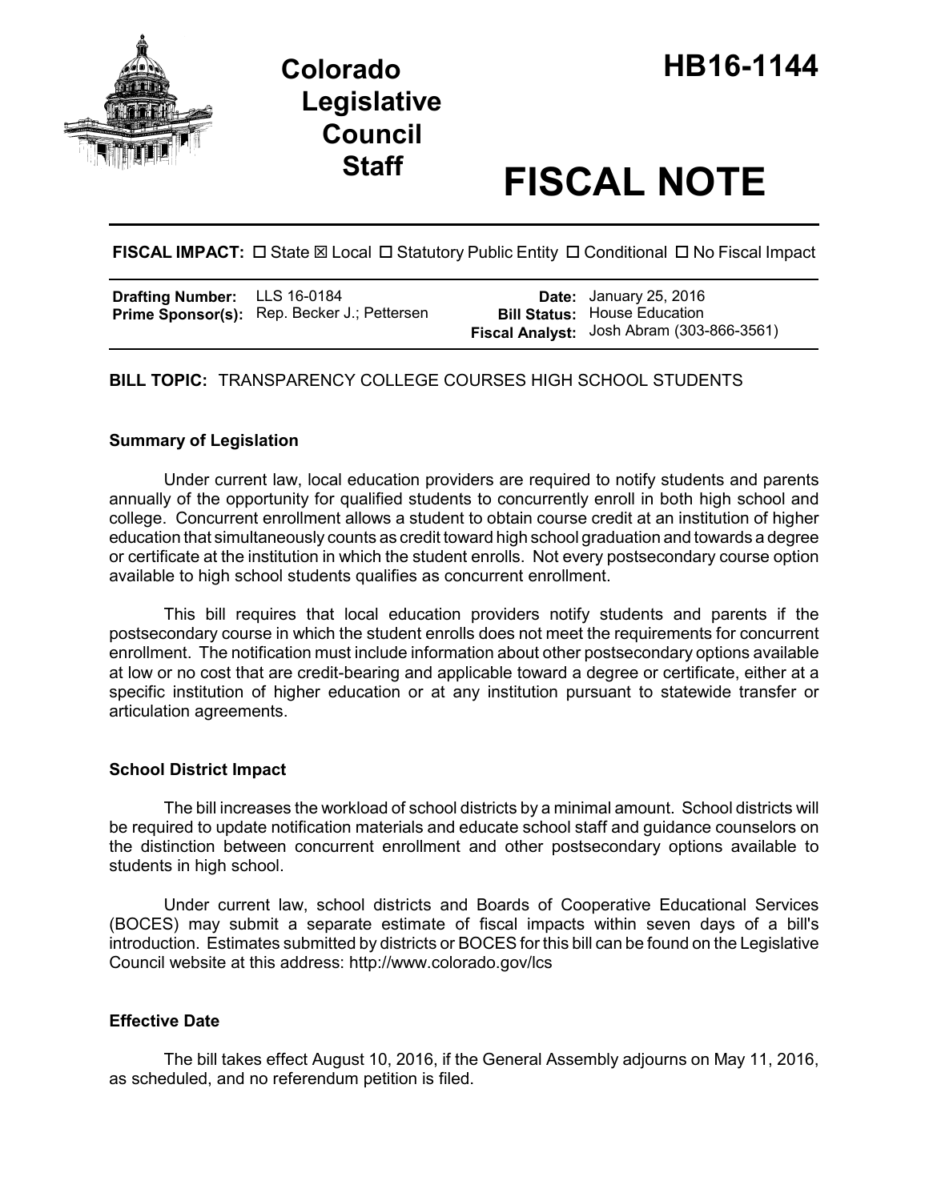# Colorado Legislative Council Staff

# HB16-1144

# FISCAL NOTE

**FISCAL IMPACT:** ☐ State ☒ Local ☐ Statutory Public Entity ☐ Conditional ☐ No Fiscal Impact

| | | | |
|---|---|---|---|
| **Drafting Number:** | LLS 16-0184 | **Date:** | January 25, 2016 |
| **Prime Sponsor(s):** | Rep. Becker J.; Pettersen | **Bill Status:** | House Education |
| | | **Fiscal Analyst:** | Josh Abram (303-866-3561) |

**BILL TOPIC:** TRANSPARENCY COLLEGE COURSES HIGH SCHOOL STUDENTS

### Summary of Legislation

Under current law, local education providers are required to notify students and parents annually of the opportunity for qualified students to concurrently enroll in both high school and college. Concurrent enrollment allows a student to obtain course credit at an institution of higher education that simultaneously counts as credit toward high school graduation and towards a degree or certificate at the institution in which the student enrolls. Not every postsecondary course option available to high school students qualifies as concurrent enrollment.

This bill requires that local education providers notify students and parents if the postsecondary course in which the student enrolls does not meet the requirements for concurrent enrollment. The notification must include information about other postsecondary options available at low or no cost that are credit-bearing and applicable toward a degree or certificate, either at a specific institution of higher education or at any institution pursuant to statewide transfer or articulation agreements.

### School District Impact

The bill increases the workload of school districts by a minimal amount. School districts will be required to update notification materials and educate school staff and guidance counselors on the distinction between concurrent enrollment and other postsecondary options available to students in high school.

Under current law, school districts and Boards of Cooperative Educational Services (BOCES) may submit a separate estimate of fiscal impacts within seven days of a bill's introduction. Estimates submitted by districts or BOCES for this bill can be found on the Legislative Council website at this address: http://www.colorado.gov/lcs

### Effective Date

The bill takes effect August 10, 2016, if the General Assembly adjourns on May 11, 2016, as scheduled, and no referendum petition is filed.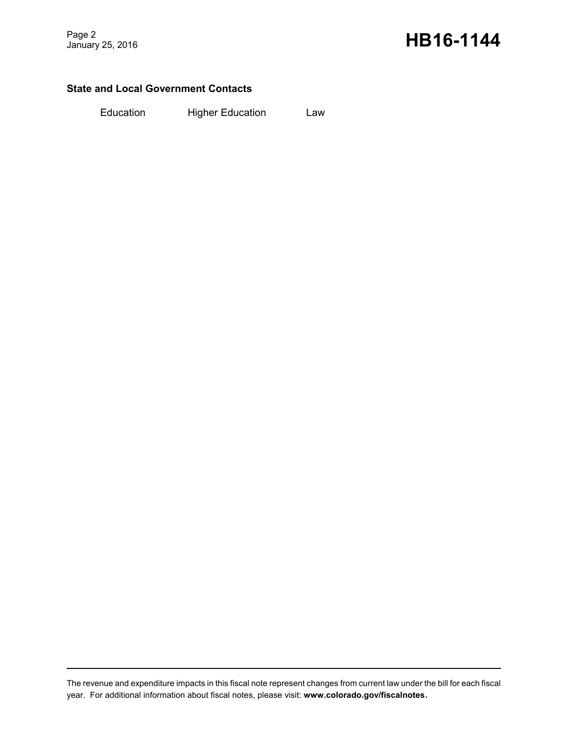### State and Local Government Contacts

Education  Higher Education  Law

The revenue and expenditure impacts in this fiscal note represent changes from current law under the bill for each fiscal year. For additional information about fiscal notes, please visit: **www.colorado.gov/fiscalnotes.**